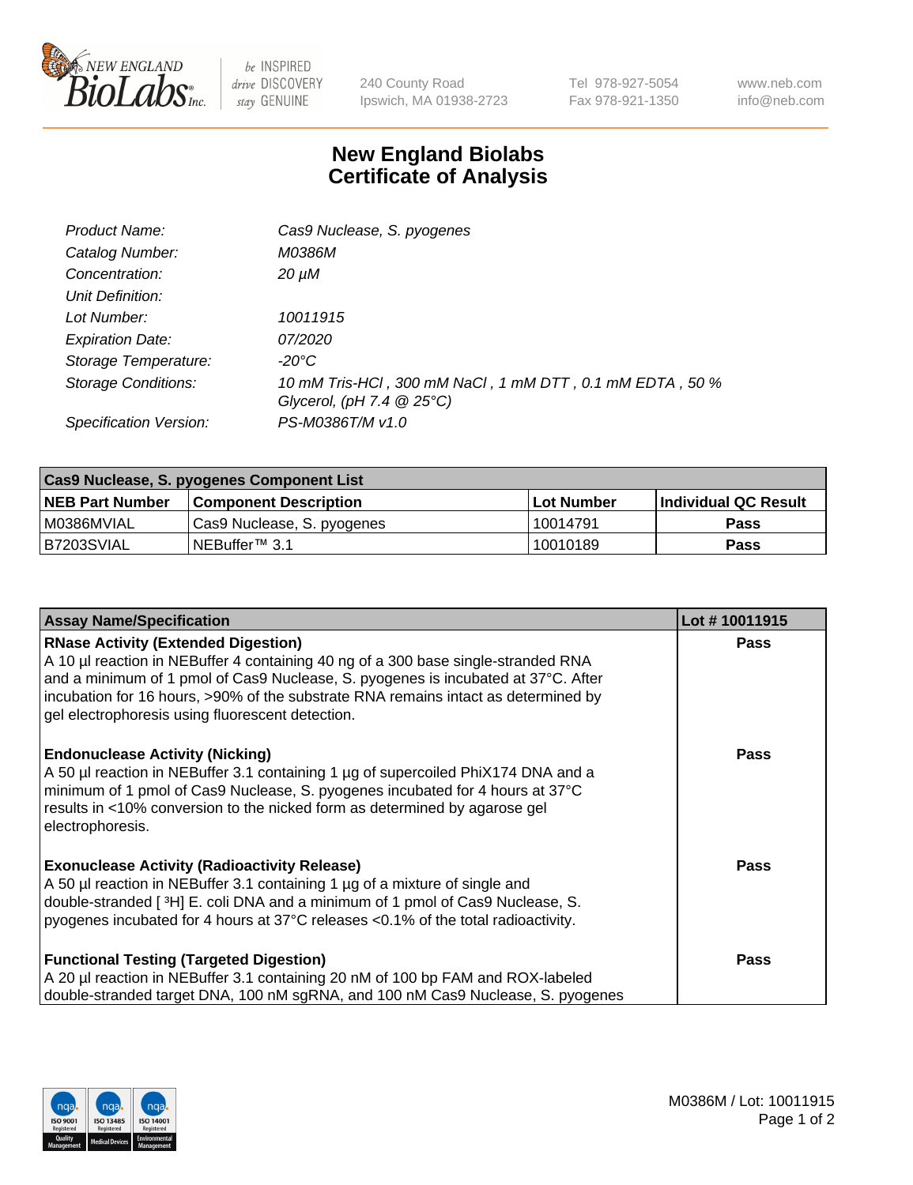New England BioLabs Inc. — be INSPIRED drive DISCOVERY stay GENUINE

240 County Road
Ipswich, MA 01938-2723

Tel 978-927-5054
Fax 978-921-1350

www.neb.com
info@neb.com

# New England Biolabs
# Certificate of Analysis

| | |
|---|---|
| *Product Name:* | *Cas9 Nuclease, S. pyogenes* |
| *Catalog Number:* | *M0386M* |
| *Concentration:* | *20 µM* |
| *Unit Definition:* | |
| *Lot Number:* | *10011915* |
| *Expiration Date:* | *07/2020* |
| *Storage Temperature:* | *-20°C* |
| *Storage Conditions:* | *10 mM Tris-HCl , 300 mM NaCl , 1 mM DTT , 0.1 mM EDTA , 50 % Glycerol, (pH 7.4 @ 25°C)* |
| *Specification Version:* | *PS-M0386T/M v1.0* |

| Cas9 Nuclease, S. pyogenes Component List | | | |
|---|---|---|---|
| **NEB Part Number** | **Component Description** | **Lot Number** | **Individual QC Result** |
| M0386MVIAL | Cas9 Nuclease, S. pyogenes | 10014791 | **Pass** |
| B7203SVIAL | NEBuffer™ 3.1 | 10010189 | **Pass** |

| Assay Name/Specification | Lot # 10011915 |
|---|---|
| **RNase Activity (Extended Digestion)**<br>A 10 µl reaction in NEBuffer 4 containing 40 ng of a 300 base single-stranded RNA and a minimum of 1 pmol of Cas9 Nuclease, S. pyogenes is incubated at 37°C. After incubation for 16 hours, >90% of the substrate RNA remains intact as determined by gel electrophoresis using fluorescent detection. | **Pass** |
| **Endonuclease Activity (Nicking)**<br>A 50 µl reaction in NEBuffer 3.1 containing 1 µg of supercoiled PhiX174 DNA and a minimum of 1 pmol of Cas9 Nuclease, S. pyogenes incubated for 4 hours at 37°C results in <10% conversion to the nicked form as determined by agarose gel electrophoresis. | **Pass** |
| **Exonuclease Activity (Radioactivity Release)**<br>A 50 µl reaction in NEBuffer 3.1 containing 1 µg of a mixture of single and double-stranded [ $^3$H] E. coli DNA and a minimum of 1 pmol of Cas9 Nuclease, S. pyogenes incubated for 4 hours at 37°C releases <0.1% of the total radioactivity. | **Pass** |
| **Functional Testing (Targeted Digestion)**<br>A 20 µl reaction in NEBuffer 3.1 containing 20 nM of 100 bp FAM and ROX-labeled double-stranded target DNA, 100 nM sgRNA, and 100 nM Cas9 Nuclease, S. pyogenes | **Pass** |

M0386M / Lot: 10011915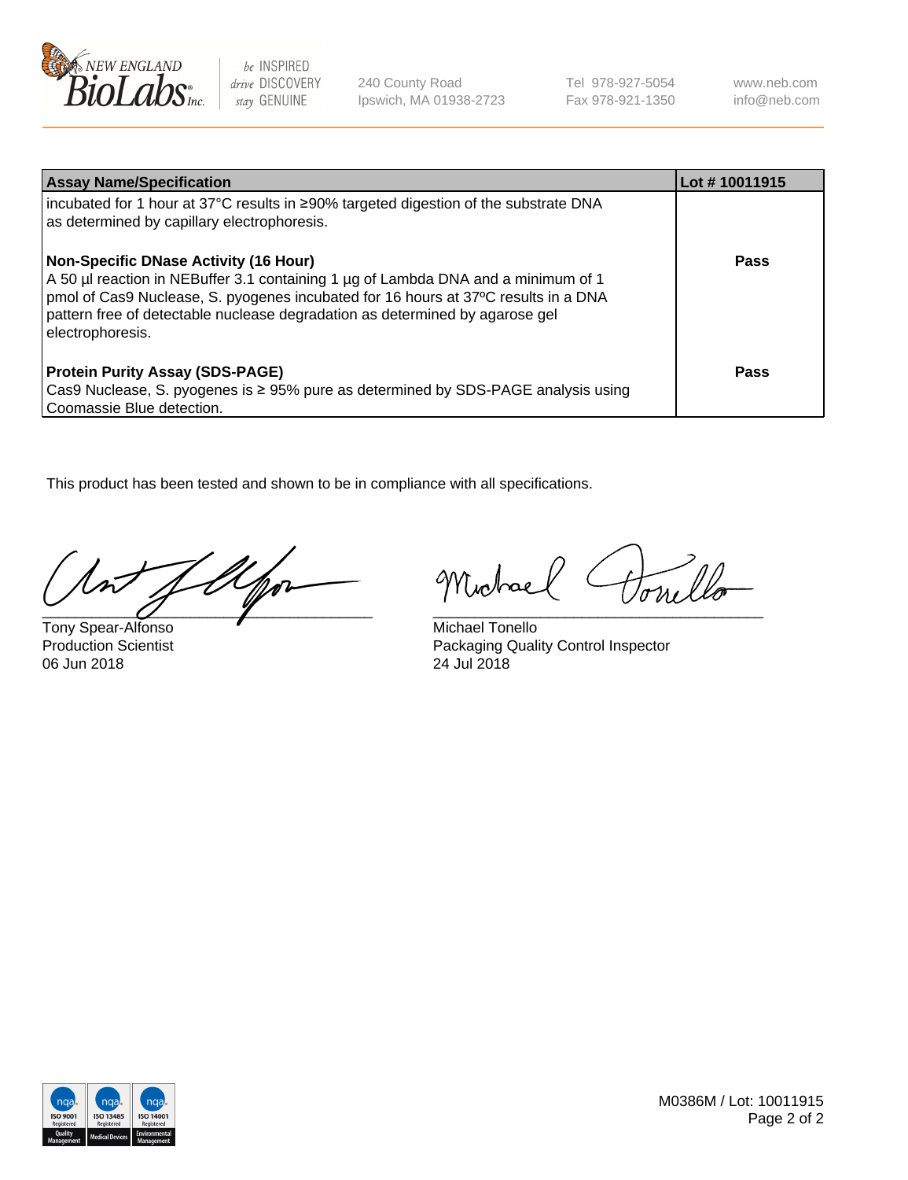| Assay Name/Specification | Lot # 10011915 |
| --- | --- |
| incubated for 1 hour at 37°C results in ≥90% targeted digestion of the substrate DNA as determined by capillary electrophoresis. | |
| **Non-Specific DNase Activity (16 Hour)**<br>A 50 µl reaction in NEBuffer 3.1 containing 1 µg of Lambda DNA and a minimum of 1 pmol of Cas9 Nuclease, S. pyogenes incubated for 16 hours at 37ºC results in a DNA pattern free of detectable nuclease degradation as determined by agarose gel electrophoresis. | **Pass** |
| **Protein Purity Assay (SDS-PAGE)**<br>Cas9 Nuclease, S. pyogenes is ≥ 95% pure as determined by SDS-PAGE analysis using Coomassie Blue detection. | **Pass** |

This product has been tested and shown to be in compliance with all specifications.

Tony Spear-Alfonso
Production Scientist
06 Jun 2018

Michael Tonello
Packaging Quality Control Inspector
24 Jul 2018

M0386M / Lot: 10011915